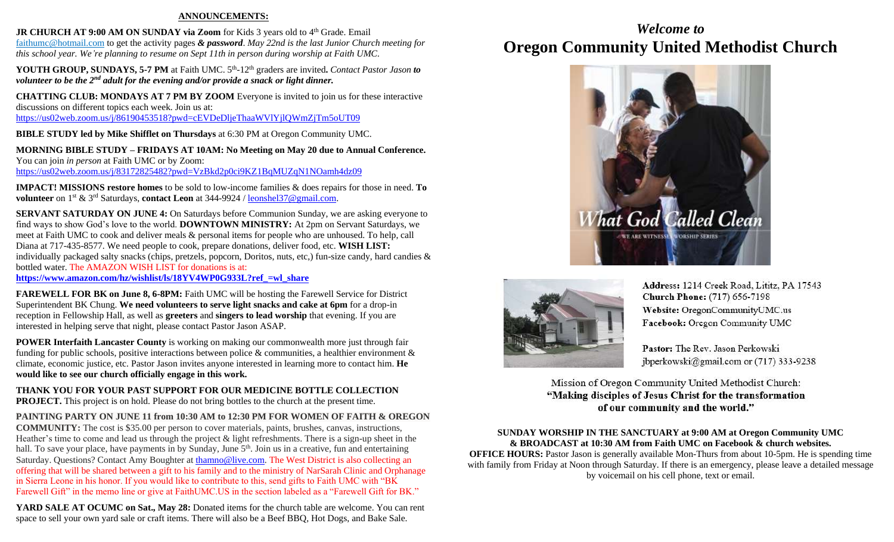## ANNOUNCEMENTS:

**JR CHURCH AT 9:00 AM ON SUNDAY via Zoom** for Kids 3 years old to 4th Grade. Email faithumc@hotmail.com to get the activity pages ***& password***. *May 22nd is the last Junior Church meeting for this school year. We're planning to resume on Sept 11th in person during worship at Faith UMC.*

**YOUTH GROUP, SUNDAYS, 5-7 PM** at Faith UMC. 5th-12th graders are invited**.** *Contact Pastor Jason* ***to volunteer to be the 2nd adult for the evening and/or provide a snack or light dinner.***

**CHATTING CLUB: MONDAYS AT 7 PM BY ZOOM** Everyone is invited to join us for these interactive discussions on different topics each week. Join us at: https://us02web.zoom.us/j/86190453518?pwd=cEVDeDljeThaaWVlYjlQWmZjTm5oUT09

**BIBLE STUDY led by Mike Shifflet on Thursdays** at 6:30 PM at Oregon Community UMC.

**MORNING BIBLE STUDY – FRIDAYS AT 10AM: No Meeting on May 20 due to Annual Conference.** You can join *in person* at Faith UMC or by Zoom: https://us02web.zoom.us/j/83172825482?pwd=VzBkd2p0ci9KZ1BqMUZqN1NOamh4dz09

**IMPACT! MISSIONS restore homes** to be sold to low-income families & does repairs for those in need. **To volunteer** on 1st & 3rd Saturdays, **contact Leon** at 344-9924 / leonshel37@gmail.com.

**SERVANT SATURDAY ON JUNE 4:** On Saturdays before Communion Sunday, we are asking everyone to find ways to show God's love to the world. **DOWNTOWN MINISTRY:** At 2pm on Servant Saturdays, we meet at Faith UMC to cook and deliver meals & personal items for people who are unhoused. To help, call Diana at 717-435-8577. We need people to cook, prepare donations, deliver food, etc. **WISH LIST:** individually packaged salty snacks (chips, pretzels, popcorn, Doritos, nuts, etc,) fun-size candy, hard candies & bottled water. The AMAZON WISH LIST for donations is at: **https://www.amazon.com/hz/wishlist/ls/18YV4WP0G933L?ref_=wl_share**

**FAREWELL FOR BK on June 8, 6-8PM:** Faith UMC will be hosting the Farewell Service for District Superintendent BK Chung. **We need volunteers to serve light snacks and cake at 6pm** for a drop-in reception in Fellowship Hall, as well as **greeters** and **singers to lead worship** that evening. If you are interested in helping serve that night, please contact Pastor Jason ASAP.

**POWER Interfaith Lancaster County** is working on making our commonwealth more just through fair funding for public schools, positive interactions between police & communities, a healthier environment & climate, economic justice, etc. Pastor Jason invites anyone interested in learning more to contact him. **He would like to see our church officially engage in this work.**

**THANK YOU FOR YOUR PAST SUPPORT FOR OUR MEDICINE BOTTLE COLLECTION PROJECT.** This project is on hold. Please do not bring bottles to the church at the present time.

**PAINTING PARTY ON JUNE 11 from 10:30 AM to 12:30 PM FOR WOMEN OF FAITH & OREGON COMMUNITY:** The cost is $35.00 per person to cover materials, paints, brushes, canvas, instructions, Heather's time to come and lead us through the project & light refreshments. There is a sign-up sheet in the hall. To save your place, have payments in by Sunday, June 5th. Join us in a creative, fun and entertaining Saturday. Questions? Contact Amy Boughter at thamno@live.com. The West District is also collecting an offering that will be shared between a gift to his family and to the ministry of NarSarah Clinic and Orphanage in Sierra Leone in his honor. If you would like to contribute to this, send gifts to Faith UMC with "BK Farewell Gift" in the memo line or give at FaithUMC.US in the section labeled as a "Farewell Gift for BK."

**YARD SALE AT OCUMC on Sat., May 28:** Donated items for the church table are welcome. You can rent space to sell your own yard sale or craft items. There will also be a Beef BBQ, Hot Dogs, and Bake Sale.

# *Welcome to*
# Oregon Community United Methodist Church

What God Called Clean
WE ARE WITNESSES WORSHIP SERIES

**Address:** 1214 Creek Road, Lititz, PA 17543
**Church Phone:** (717) 656-7198
**Website:** OregonCommunityUMC.us
**Facebook:** Oregon Community UMC

**Pastor:** The Rev. Jason Perkowski
jbperkowski@gmail.com or (717) 333-9238

Mission of Oregon Community United Methodist Church:
**"Making disciples of Jesus Christ for the transformation of our community and the world."**

**SUNDAY WORSHIP IN THE SANCTUARY at 9:00 AM at Oregon Community UMC & BROADCAST at 10:30 AM from Faith UMC on Facebook & church websites.**

**OFFICE HOURS:** Pastor Jason is generally available Mon-Thurs from about 10-5pm. He is spending time with family from Friday at Noon through Saturday. If there is an emergency, please leave a detailed message by voicemail on his cell phone, text or email.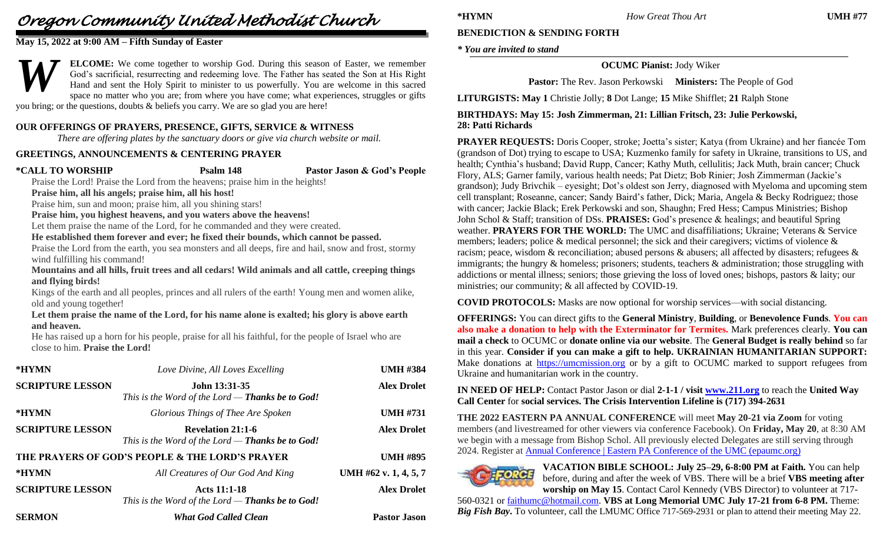# Oregon Community United Methodist Church

**May 15, 2022 at 9:00 AM – Fifth Sunday of Easter**

**WELCOME:** We come together to worship God. During this season of Easter, we remember God's sacrificial, resurrecting and redeeming love. The Father has seated the Son at His Right Hand and sent the Holy Spirit to minister to us powerfully. You are welcome in this sacred space no matter who you are; from where you have come; what experiences, struggles or gifts you bring; or the questions, doubts & beliefs you carry. We are so glad you are here!

**OUR OFFERINGS OF PRAYERS, PRESENCE, GIFTS, SERVICE & WITNESS**

*There are offering plates by the sanctuary doors or give via church website or mail.*

**GREETINGS, ANNOUNCEMENTS & CENTERING PRAYER**

**\*CALL TO WORSHIP** — **Psalm 148** — **Pastor Jason & God's People**

Praise the Lord! Praise the Lord from the heavens; praise him in the heights!

**Praise him, all his angels; praise him, all his host!**

Praise him, sun and moon; praise him, all you shining stars!

**Praise him, you highest heavens, and you waters above the heavens!**

Let them praise the name of the Lord, for he commanded and they were created.

**He established them forever and ever; he fixed their bounds, which cannot be passed.**

Praise the Lord from the earth, you sea monsters and all deeps, fire and hail, snow and frost, stormy wind fulfilling his command!

**Mountains and all hills, fruit trees and all cedars! Wild animals and all cattle, creeping things and flying birds!**

Kings of the earth and all peoples, princes and all rulers of the earth! Young men and women alike, old and young together!

**Let them praise the name of the Lord, for his name alone is exalted; his glory is above earth and heaven.**

He has raised up a horn for his people, praise for all his faithful, for the people of Israel who are close to him. **Praise the Lord!**

| | | |
|---|---|---|
| **\*HYMN** | *Love Divine, All Loves Excelling* | **UMH #384** |
| **SCRIPTURE LESSON** | **John 13:31-35**<br>This is the Word of the Lord — ***Thanks be to God!*** | **Alex Drolet** |
| **\*HYMN** | *Glorious Things of Thee Are Spoken* | **UMH #731** |
| **SCRIPTURE LESSON** | **Revelation 21:1-6**<br>This is the Word of the Lord — ***Thanks be to God!*** | **Alex Drolet** |
| **THE PRAYERS OF GOD'S PEOPLE & THE LORD'S PRAYER** | | **UMH #895** |
| **\*HYMN** | *All Creatures of Our God And King* | **UMH #62 v. 1, 4, 5, 7** |
| **SCRIPTURE LESSON** | **Acts 11:1-18**<br>This is the Word of the Lord — ***Thanks be to God!*** | **Alex Drolet** |
| **SERMON** | ***What God Called Clean*** | **Pastor Jason** |
| **\*HYMN** | *How Great Thou Art* | **UMH #77** |

**BENEDICTION & SENDING FORTH**

***\* You are invited to stand***

**OCUMC Pianist:** Jody Wiker

**Pastor:** The Rev. Jason Perkowski **Ministers:** The People of God

**LITURGISTS: May 1** Christie Jolly; **8** Dot Lange; **15** Mike Shifflet; **21** Ralph Stone

**BIRTHDAYS: May 15: Josh Zimmerman, 21: Lillian Fritsch, 23: Julie Perkowski, 28: Patti Richards**

**PRAYER REQUESTS:** Doris Cooper, stroke; Joetta's sister; Katya (from Ukraine) and her fiancée Tom (grandson of Dot) trying to escape to USA; Kuzmenko family for safety in Ukraine, transitions to US, and health; Cynthia's husband; David Rupp, Cancer; Kathy Muth, cellulitis; Jack Muth, brain cancer; Chuck Flory, ALS; Garner family, various health needs; Pat Dietz; Bob Rinier; Josh Zimmerman (Jackie's grandson); Judy Brivchik – eyesight; Dot's oldest son Jerry, diagnosed with Myeloma and upcoming stem cell transplant; Roseanne, cancer; Sandy Baird's father, Dick; Maria, Angela & Becky Rodriguez; those with cancer; Jackie Black; Erek Perkowski and son, Shaughn; Fred Hess; Campus Ministries; Bishop John Schol & Staff; transition of DSs. **PRAISES:** God's presence & healings; and beautiful Spring weather. **PRAYERS FOR THE WORLD:** The UMC and disaffiliations; Ukraine; Veterans & Service members; leaders; police & medical personnel; the sick and their caregivers; victims of violence & racism; peace, wisdom & reconciliation; abused persons & abusers; all affected by disasters; refugees & immigrants; the hungry & homeless; prisoners; students, teachers & administration; those struggling with addictions or mental illness; seniors; those grieving the loss of loved ones; bishops, pastors & laity; our ministries; our community; & all affected by COVID-19.

**COVID PROTOCOLS:** Masks are now optional for worship services—with social distancing.

**OFFERINGS:** You can direct gifts to the **General Ministry**, **Building**, or **Benevolence Funds**. **You can also make a donation to help with the Exterminator for Termites.** Mark preferences clearly. **You can mail a check** to OCUMC or **donate online via our website**. The **General Budget is really behind** so far in this year. **Consider if you can make a gift to help. UKRAINIAN HUMANITARIAN SUPPORT:** Make donations at https://umcmission.org or by a gift to OCUMC marked to support refugees from Ukraine and humanitarian work in the country.

**IN NEED OF HELP:** Contact Pastor Jason or dial **2-1-1 / visit www.211.org** to reach the **United Way Call Center** for **social services. The Crisis Intervention Lifeline is (717) 394-2631**

**THE 2022 EASTERN PA ANNUAL CONFERENCE** will meet **May 20-21 via Zoom** for voting members (and livestreamed for other viewers via conference Facebook). On **Friday, May 20**, at 8:30 AM we begin with a message from Bishop Schol. All previously elected Delegates are still serving through 2024. Register at Annual Conference | Eastern PA Conference of the UMC (epaumc.org)

**VACATION BIBLE SCHOOL: July 25–29, 6-8:00 PM at Faith.** You can help before, during and after the week of VBS. There will be a brief **VBS meeting after worship on May 15**. Contact Carol Kennedy (VBS Director) to volunteer at 717-560-0321 or faithumc@hotmail.com. **VBS at Long Memorial UMC July 17-21 from 6-8 PM.** Theme: ***Big Fish Bay***. To volunteer, call the LMUMC Office 717-569-2931 or plan to attend their meeting May 22.